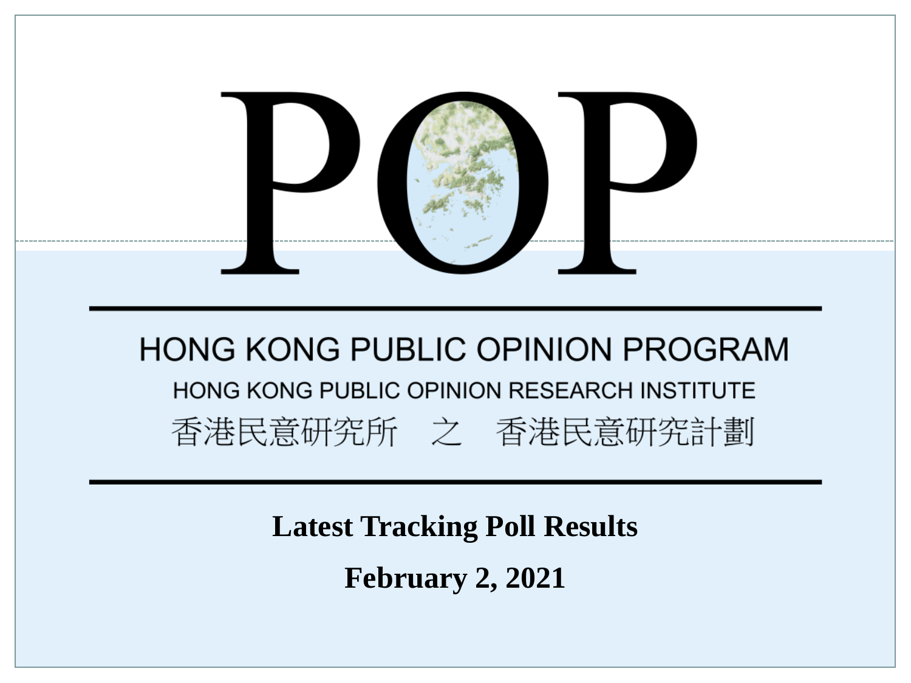# POP

## HONG KONG PUBLIC OPINION PROGRAM

### HONG KONG PUBLIC OPINION RESEARCH INSTITUTE

香港民意研究所　之　香港民意研究計劃

**Latest Tracking Poll Results**

**February 2, 2021**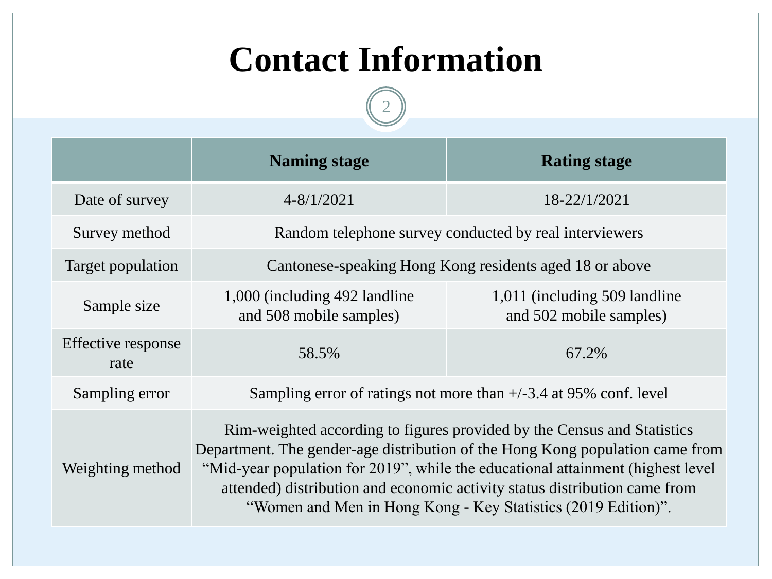# Contact Information

| | Naming stage | Rating stage |
|---|---|---|
| Date of survey | 4-8/1/2021 | 18-22/1/2021 |
| Survey method | Random telephone survey conducted by real interviewers | |
| Target population | Cantonese-speaking Hong Kong residents aged 18 or above | |
| Sample size | 1,000 (including 492 landline and 508 mobile samples) | 1,011 (including 509 landline and 502 mobile samples) |
| Effective response rate | 58.5% | 67.2% |
| Sampling error | Sampling error of ratings not more than +/-3.4 at 95% conf. level | |
| Weighting method | Rim-weighted according to figures provided by the Census and Statistics Department. The gender-age distribution of the Hong Kong population came from "Mid-year population for 2019", while the educational attainment (highest level attended) distribution and economic activity status distribution came from "Women and Men in Hong Kong - Key Statistics (2019 Edition)". | |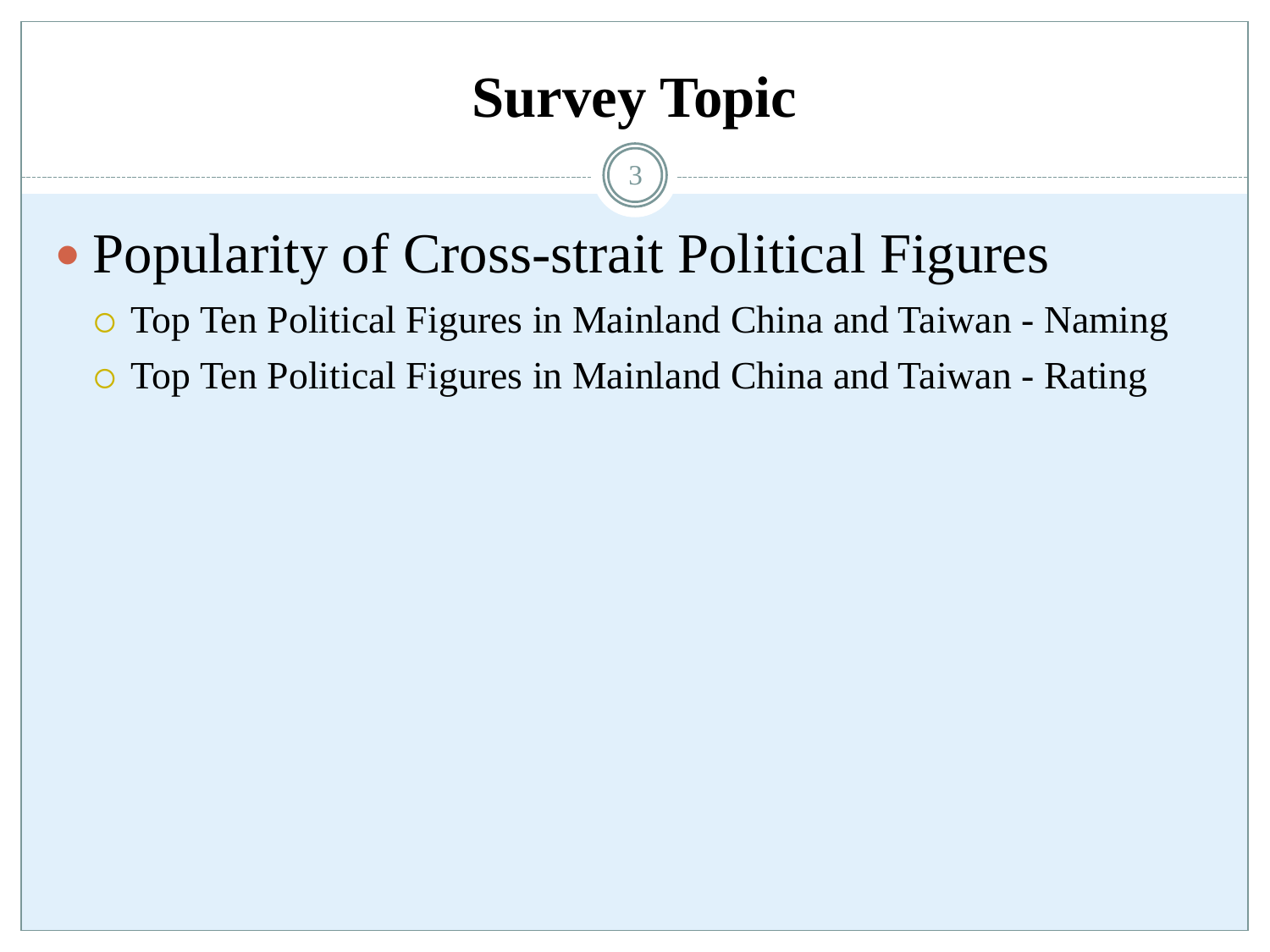# Survey Topic

- Popularity of Cross-strait Political Figures
  - Top Ten Political Figures in Mainland China and Taiwan - Naming
  - Top Ten Political Figures in Mainland China and Taiwan - Rating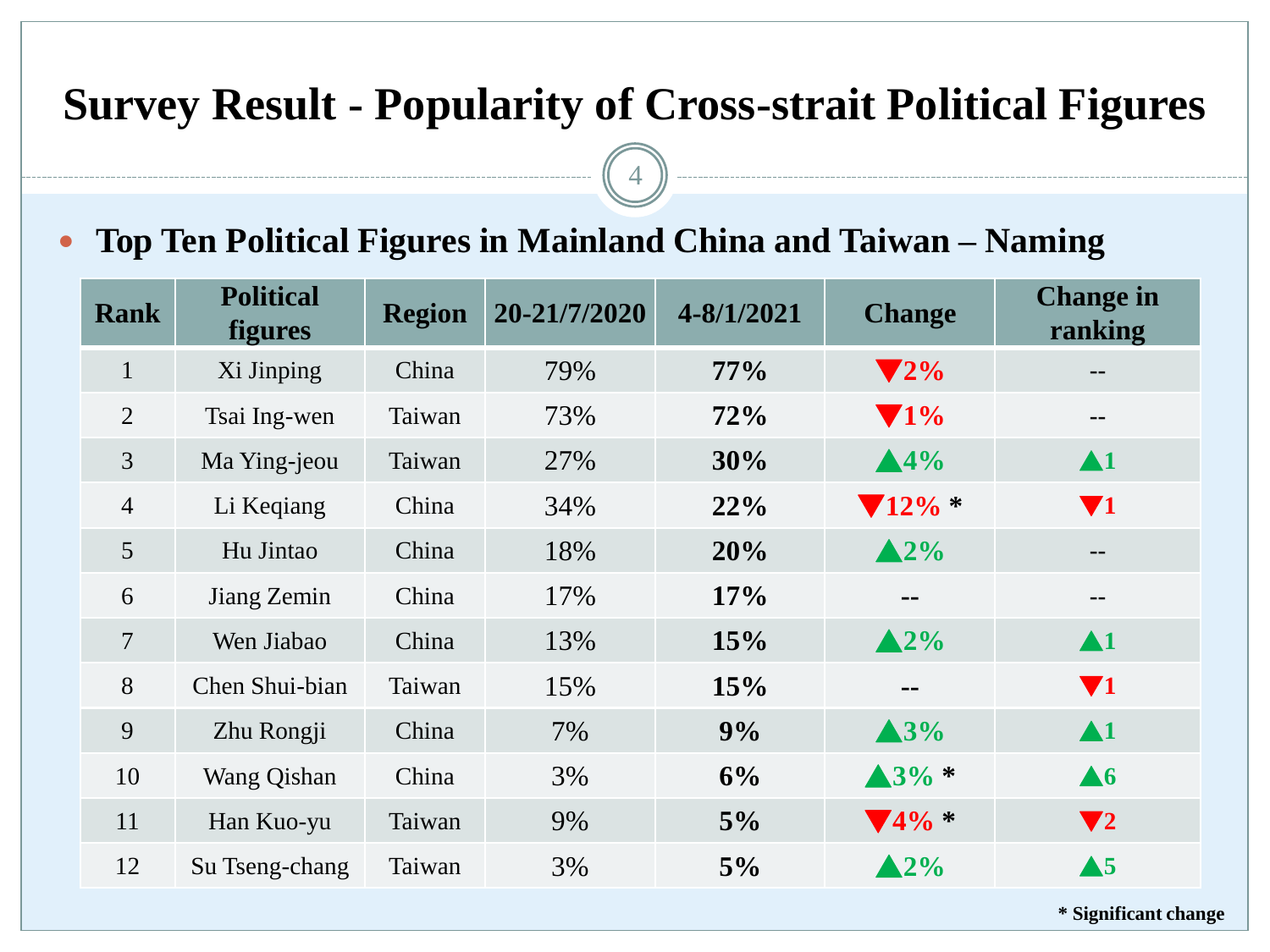# Survey Result - Popularity of Cross-strait Political Figures

- **Top Ten Political Figures in Mainland China and Taiwan – Naming**

| Rank | Political figures | Region | 20-21/7/2020 | 4-8/1/2021 | Change | Change in ranking |
|---|---|---|---|---|---|---|
| 1 | Xi Jinping | China | 79% | **77%** | ▼2% | -- |
| 2 | Tsai Ing-wen | Taiwan | 73% | **72%** | ▼1% | -- |
| 3 | Ma Ying-jeou | Taiwan | 27% | **30%** | ▲4% | ▲1 |
| 4 | Li Keqiang | China | 34% | **22%** | ▼12% * | ▼1 |
| 5 | Hu Jintao | China | 18% | **20%** | ▲2% | -- |
| 6 | Jiang Zemin | China | 17% | **17%** | -- | -- |
| 7 | Wen Jiabao | China | 13% | **15%** | ▲2% | ▲1 |
| 8 | Chen Shui-bian | Taiwan | 15% | **15%** | -- | ▼1 |
| 9 | Zhu Rongji | China | 7% | **9%** | ▲3% | ▲1 |
| 10 | Wang Qishan | China | 3% | **6%** | ▲3% * | ▲6 |
| 11 | Han Kuo-yu | Taiwan | 9% | **5%** | ▼4% * | ▼2 |
| 12 | Su Tseng-chang | Taiwan | 3% | **5%** | ▲2% | ▲5 |

**\* Significant change**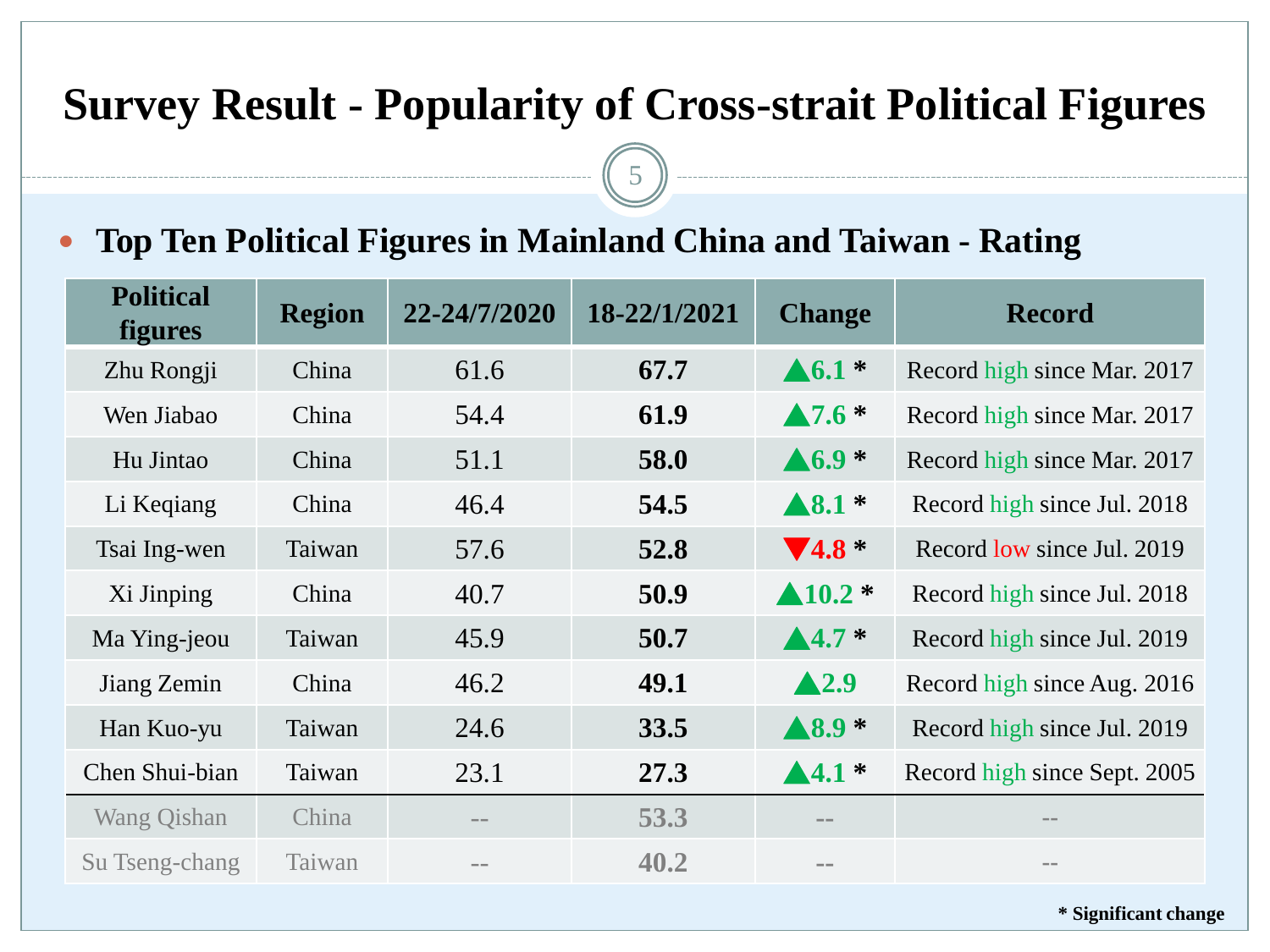# Survey Result - Popularity of Cross-strait Political Figures

- **Top Ten Political Figures in Mainland China and Taiwan - Rating**

| Political figures | Region | 22-24/7/2020 | 18-22/1/2021 | Change | Record |
|---|---|---|---|---|---|
| Zhu Rongji | China | 61.6 | **67.7** | ▲6.1 * | Record high since Mar. 2017 |
| Wen Jiabao | China | 54.4 | **61.9** | ▲7.6 * | Record high since Mar. 2017 |
| Hu Jintao | China | 51.1 | **58.0** | ▲6.9 * | Record high since Mar. 2017 |
| Li Keqiang | China | 46.4 | **54.5** | ▲8.1 * | Record high since Jul. 2018 |
| Tsai Ing-wen | Taiwan | 57.6 | **52.8** | ▼4.8 * | Record low since Jul. 2019 |
| Xi Jinping | China | 40.7 | **50.9** | ▲10.2 * | Record high since Jul. 2018 |
| Ma Ying-jeou | Taiwan | 45.9 | **50.7** | ▲4.7 * | Record high since Jul. 2019 |
| Jiang Zemin | China | 46.2 | **49.1** | ▲2.9 | Record high since Aug. 2016 |
| Han Kuo-yu | Taiwan | 24.6 | **33.5** | ▲8.9 * | Record high since Jul. 2019 |
| Chen Shui-bian | Taiwan | 23.1 | **27.3** | ▲4.1 * | Record high since Sept. 2005 |
| Wang Qishan | China | -- | **53.3** | -- | -- |
| Su Tseng-chang | Taiwan | -- | **40.2** | -- | -- |

**\* Significant change**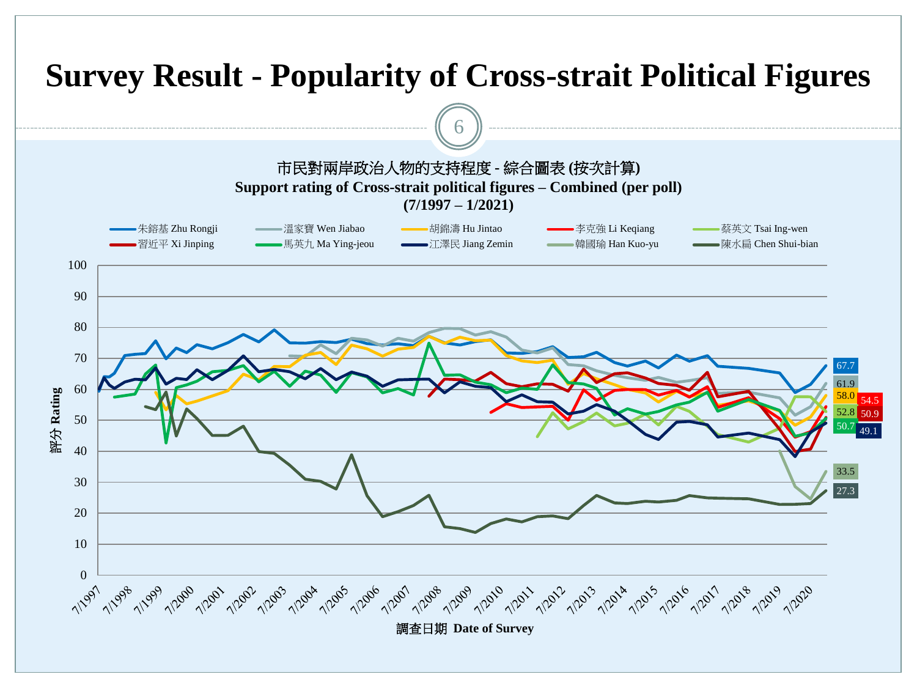# Survey Result - Popularity of Cross-strait Political Figures

市民對兩岸政治人物的支持程度 - 綜合圖表 (按次計算)

**Support rating of Cross-strait political figures – Combined (per poll)**

**(7/1997 – 1/2021)**

Legend: 朱鎔基 Zhu Rongji; 溫家寶 Wen Jiabao; 胡錦濤 Hu Jintao; 李克強 Li Keqiang; 蔡英文 Tsai Ing-wen; 習近平 Xi Jinping; 馬英九 Ma Ying-jeou; 江澤民 Jiang Zemin; 韓國瑜 Han Kuo-yu; 陳水扁 Chen Shui-bian

Latest values: 67.7, 61.9, 58.0, 54.5, 52.8, 50.9, 50.7, 49.1, 33.5, 27.3

評分 Rating (0–100)

調查日期 Date of Survey (7/1997 – 7/2020)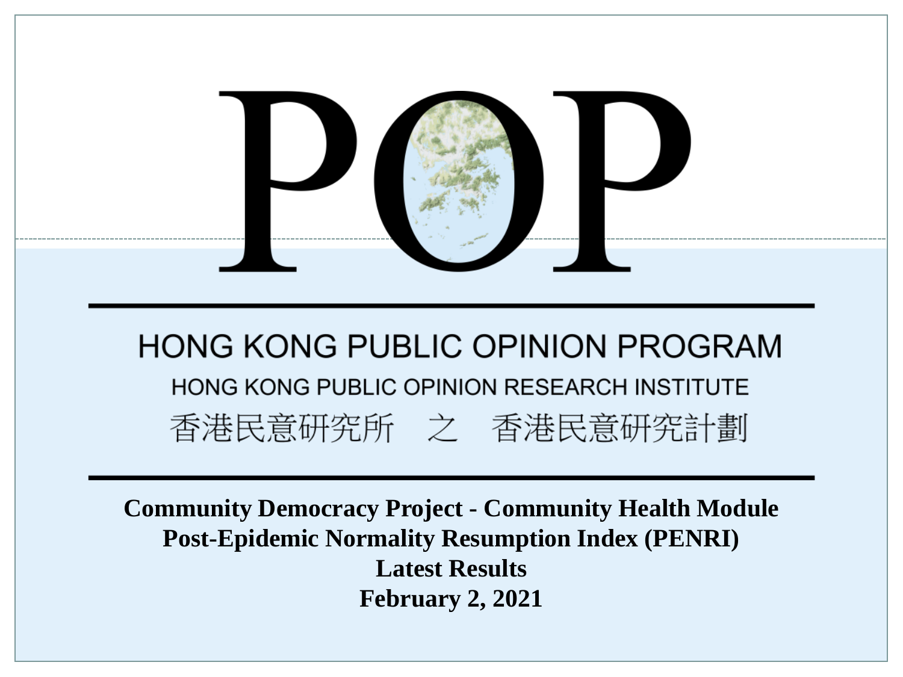# POP

## HONG KONG PUBLIC OPINION PROGRAM

HONG KONG PUBLIC OPINION RESEARCH INSTITUTE

香港民意研究所　之　香港民意研究計劃

**Community Democracy Project - Community Health Module**
**Post-Epidemic Normality Resumption Index (PENRI)**
**Latest Results**
**February 2, 2021**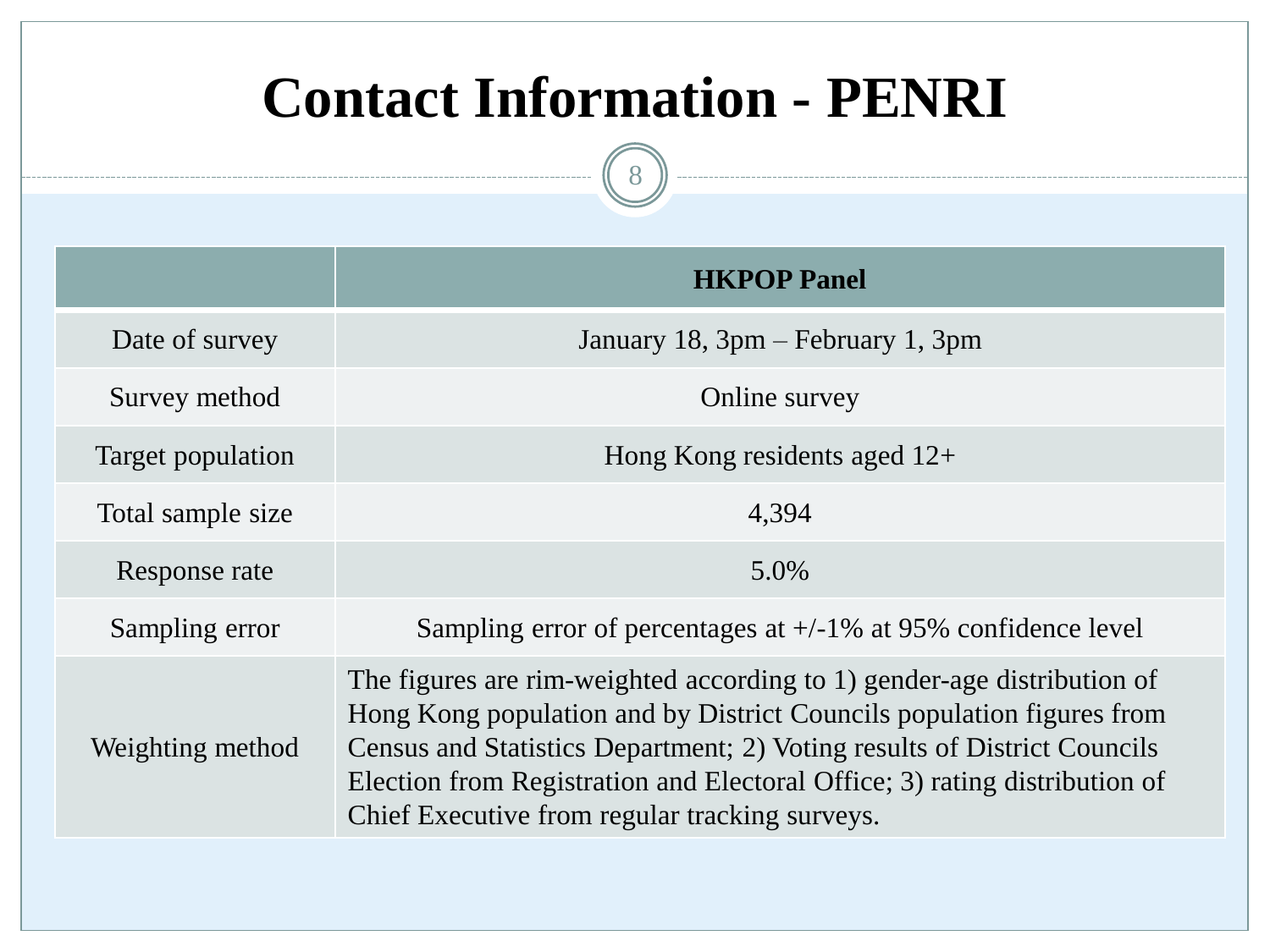# Contact Information - PENRI

| | HKPOP Panel |
|---|---|
| Date of survey | January 18, 3pm – February 1, 3pm |
| Survey method | Online survey |
| Target population | Hong Kong residents aged 12+ |
| Total sample size | 4,394 |
| Response rate | 5.0% |
| Sampling error | Sampling error of percentages at +/-1% at 95% confidence level |
| Weighting method | The figures are rim-weighted according to 1) gender-age distribution of Hong Kong population and by District Councils population figures from Census and Statistics Department; 2) Voting results of District Councils Election from Registration and Electoral Office; 3) rating distribution of Chief Executive from regular tracking surveys. |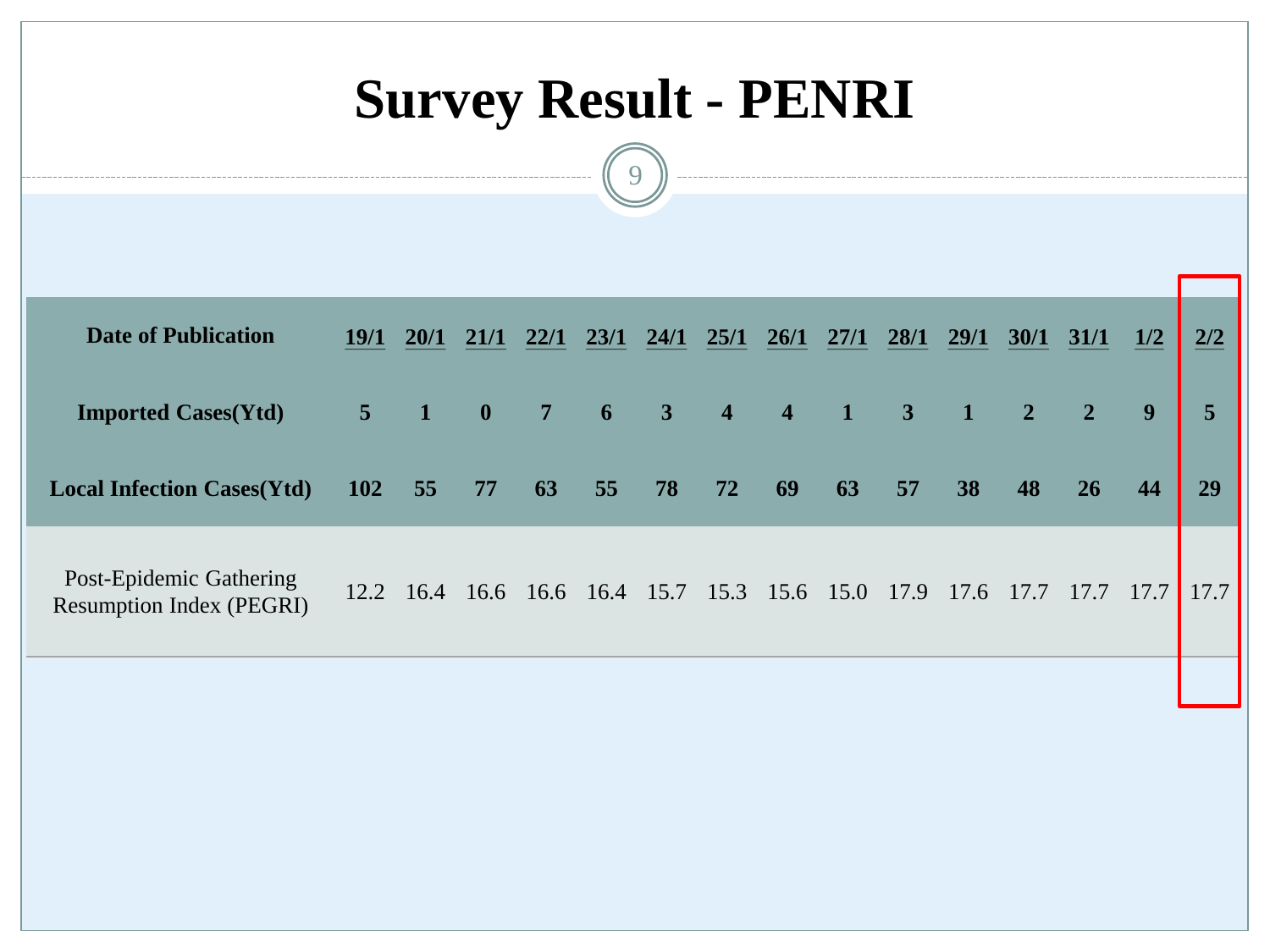# Survey Result - PENRI

| Date of Publication | 19/1 | 20/1 | 21/1 | 22/1 | 23/1 | 24/1 | 25/1 | 26/1 | 27/1 | 28/1 | 29/1 | 30/1 | 31/1 | 1/2 | 2/2 |
|---|---|---|---|---|---|---|---|---|---|---|---|---|---|---|---|
| **Imported Cases(Ytd)** | **5** | **1** | **0** | **7** | **6** | **3** | **4** | **4** | **1** | **3** | **1** | **2** | **2** | **9** | **5** |
| **Local Infection Cases(Ytd)** | **102** | **55** | **77** | **63** | **55** | **78** | **72** | **69** | **63** | **57** | **38** | **48** | **26** | **44** | **29** |
| Post-Epidemic Gathering Resumption Index (PEGRI) | 12.2 | 16.4 | 16.6 | 16.6 | 16.4 | 15.7 | 15.3 | 15.6 | 15.0 | 17.9 | 17.6 | 17.7 | 17.7 | 17.7 | 17.7 |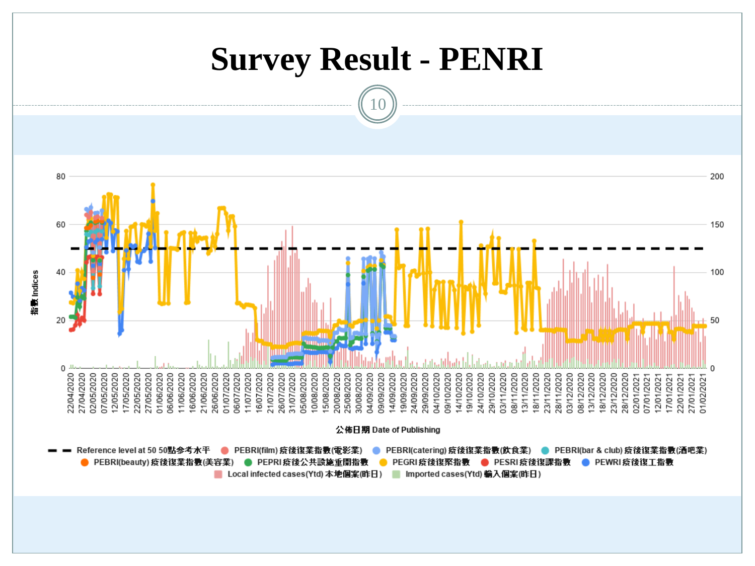# Survey Result - PENRI

指數 Indices

80
60
40
20
0

200
150
100
50
0

22/04/2020 27/04/2020 02/05/2020 07/05/2020 12/05/2020 17/05/2020 22/05/2020 27/05/2020 01/06/2020 06/06/2020 11/06/2020 16/06/2020 21/06/2020 26/06/2020 01/07/2020 06/07/2020 11/07/2020 16/07/2020 21/07/2020 26/07/2020 31/07/2020 05/08/2020 10/08/2020 15/08/2020 20/08/2020 25/08/2020 30/08/2020 04/09/2020 09/09/2020 14/09/2020 19/09/2020 24/09/2020 29/09/2020 04/10/2020 09/10/2020 14/10/2020 19/10/2020 24/10/2020 29/10/2020 03/11/2020 08/11/2020 13/11/2020 18/11/2020 23/11/2020 28/11/2020 03/12/2020 08/12/2020 13/12/2020 18/12/2020 23/12/2020 28/12/2020 02/01/2021 07/01/2021 12/01/2021 17/01/2021 22/01/2021 27/01/2021 01/02/2021

公佈日期 Date of Publishing

Reference level at 50 50點參考水平
PEBRI(film) 疫後復業指數(電影業)
PEBRI(catering) 疫後復業指數(飲食業)
PEBRI(bar & club) 疫後復業指數(酒吧業)
PEBRI(beauty) 疫後復業指數(美容業)
PEPRI 疫後公共設施重開指數
PEGRI 疫後復聚指數
PESRI 疫後復課指數
PEWRI 疫後復工指數
Local infected cases(Ytd) 本地個案(昨日)
Imported cases(Ytd) 輸入個案(昨日)